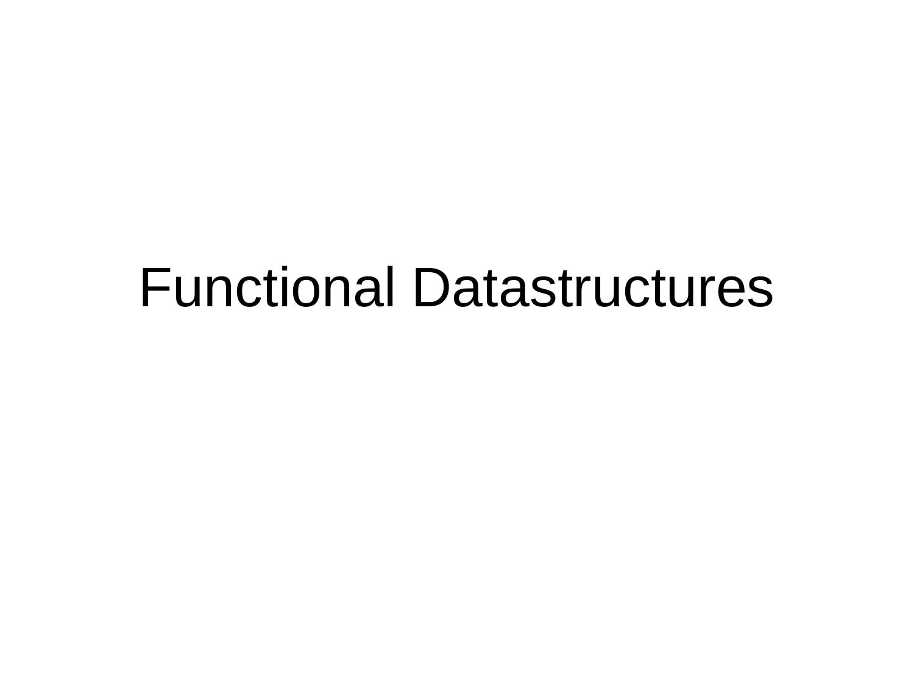# Functional Datastructures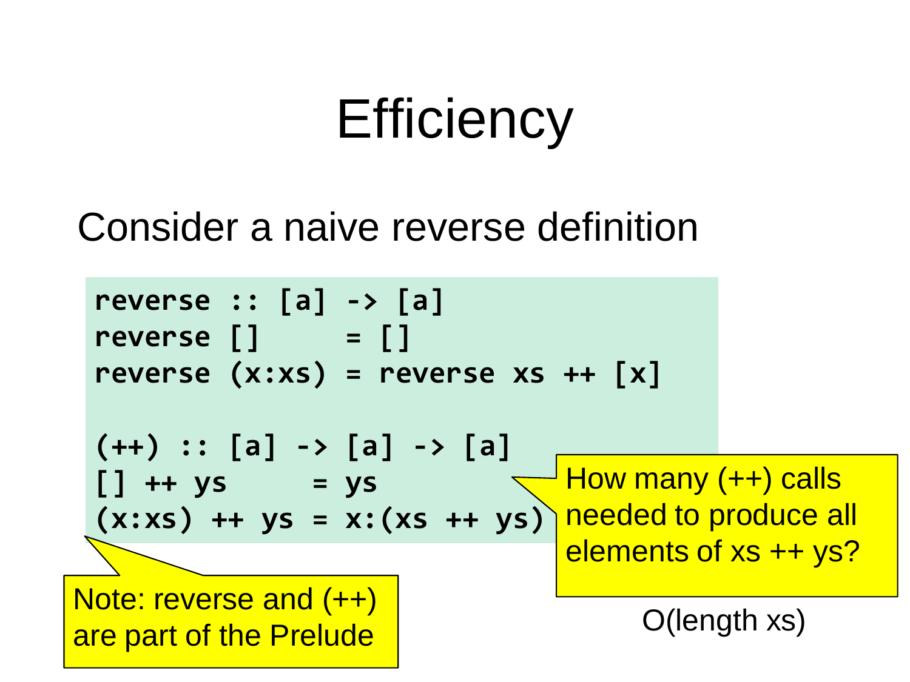# Efficiency

Consider a naive reverse definition

```
reverse :: [a] -> [a]
reverse []     = []
reverse (x:xs) = reverse xs ++ [x]

(++) :: [a] -> [a] -> [a]
[] ++ ys     = ys
(x:xs) ++ ys = x:(xs ++ ys)
```

Note: reverse and (++) are part of the Prelude

How many (++) calls needed to produce all elements of xs ++ ys?

O(length xs)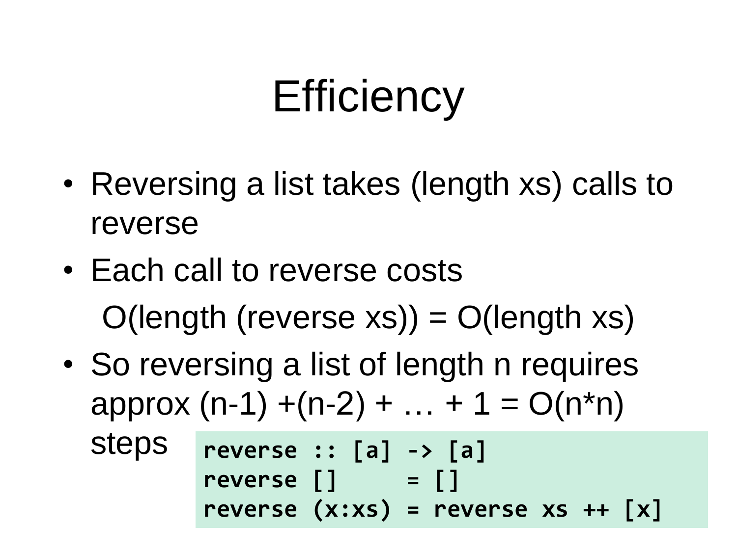# Efficiency

- Reversing a list takes (length xs) calls to reverse
- Each call to reverse costs

  O(length (reverse xs)) = O(length xs)

- So reversing a list of length n requires approx (n-1) +(n-2) + … + 1 = O(n*n) steps

```
reverse :: [a] -> [a]
reverse []     = []
reverse (x:xs) = reverse xs ++ [x]
```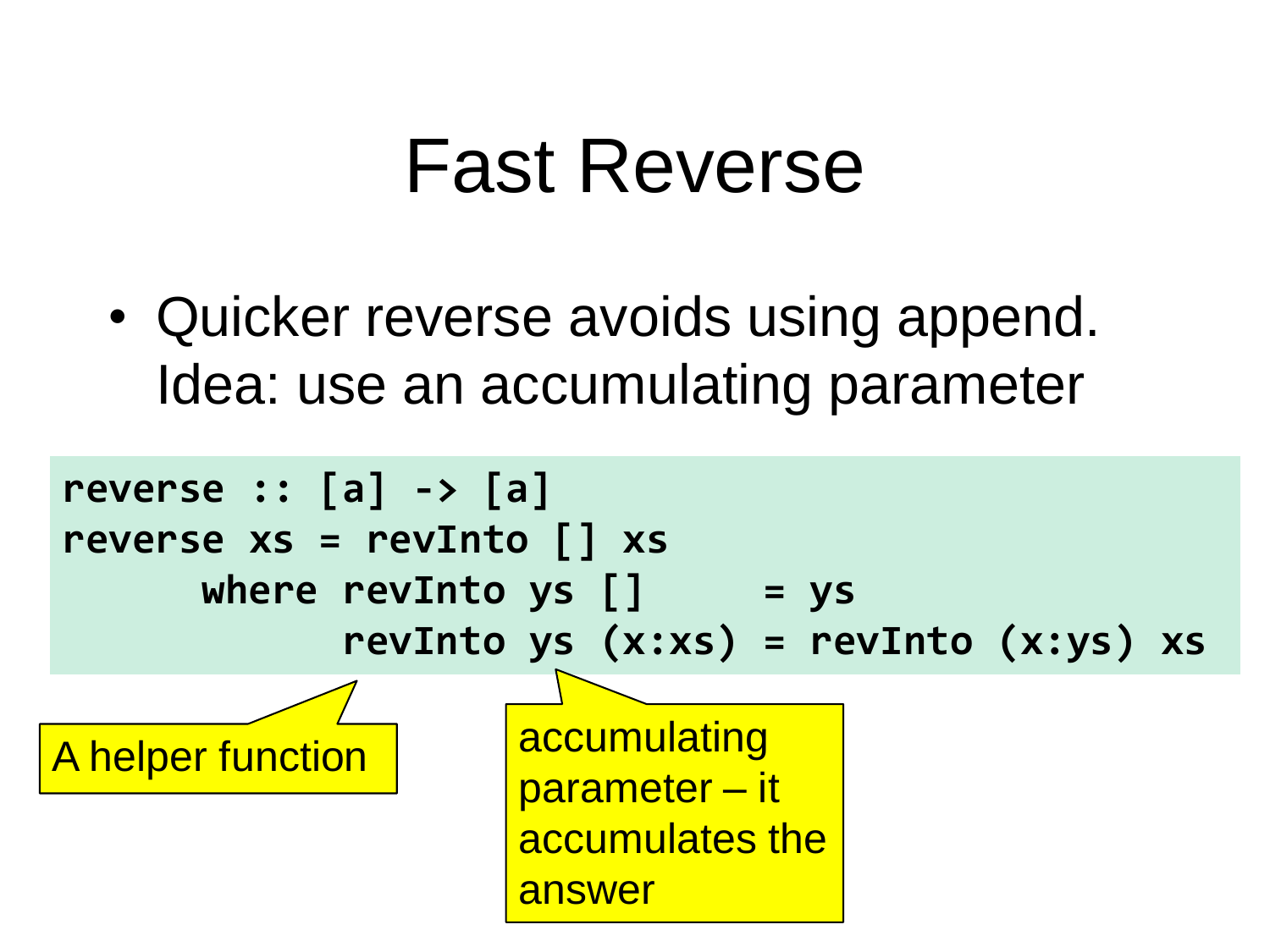# Fast Reverse

- Quicker reverse avoids using append. Idea: use an accumulating parameter

```
reverse :: [a] -> [a]
reverse xs = revInto [] xs
      where revInto ys []     = ys
            revInto ys (x:xs) = revInto (x:ys) xs
```

A helper function

accumulating parameter – it accumulates the answer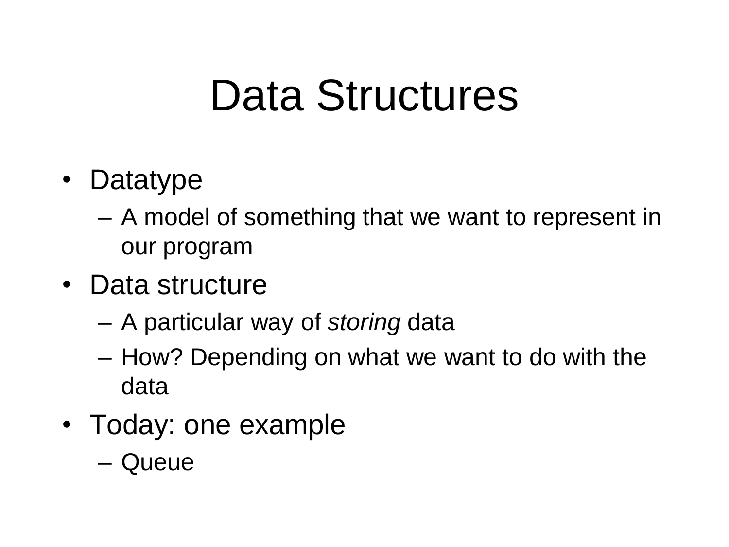# Data Structures

- Datatype
  - A model of something that we want to represent in our program
- Data structure
  - A particular way of *storing* data
  - How? Depending on what we want to do with the data
- Today: one example
  - Queue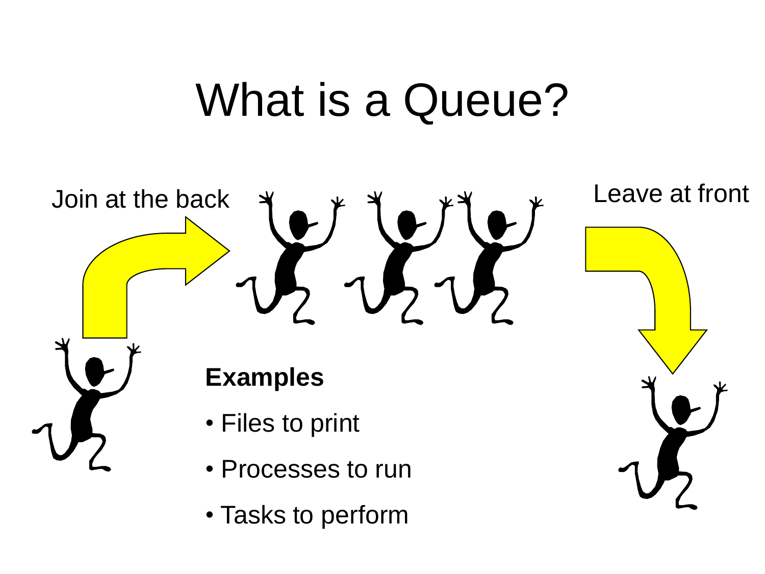# What is a Queue?

Join at the back

Leave at front

**Examples**

- Files to print
- Processes to run
- Tasks to perform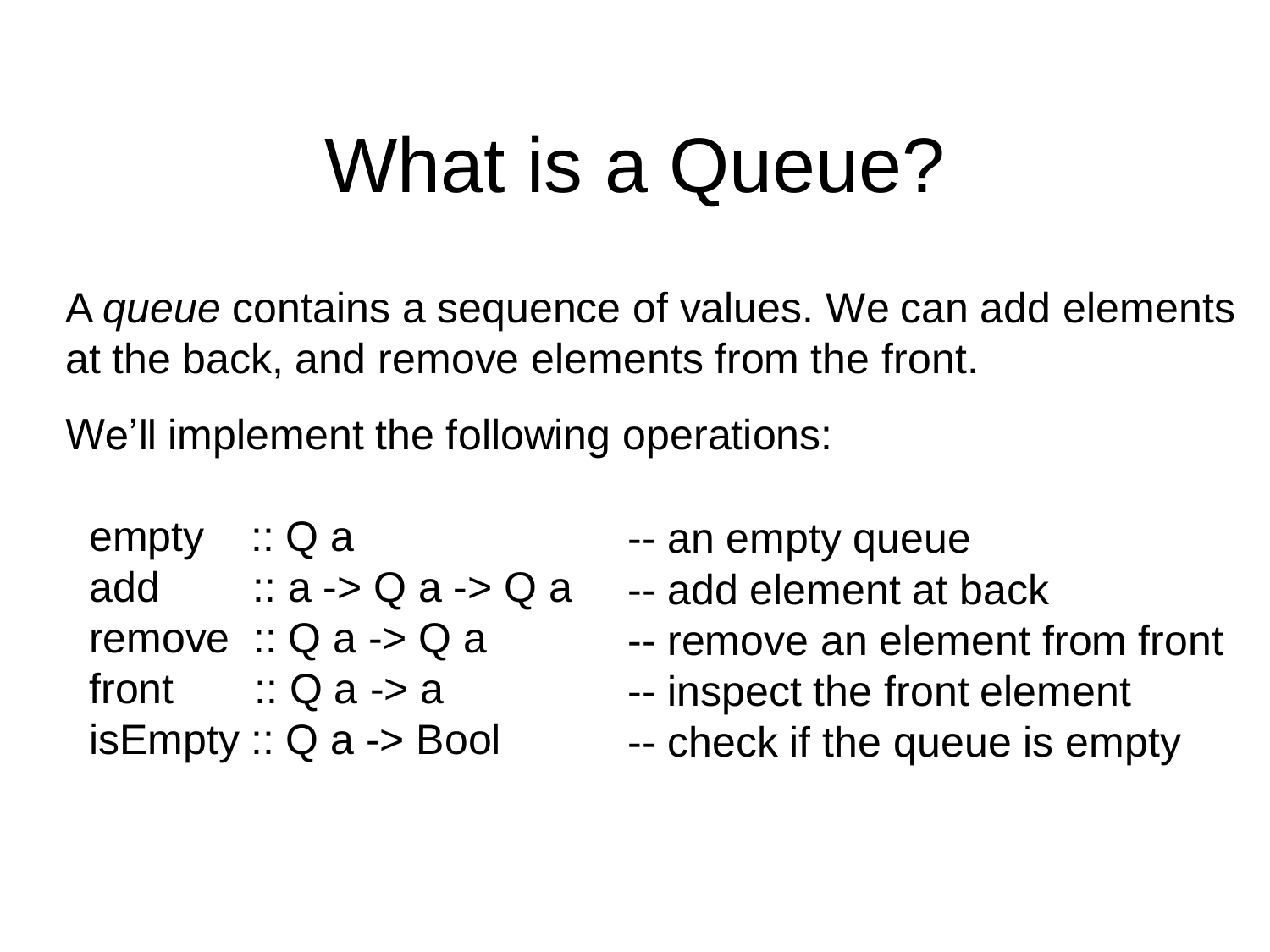# What is a Queue?

A *queue* contains a sequence of values. We can add elements at the back, and remove elements from the front.

We'll implement the following operations:

```
empty    :: Q a                 -- an empty queue
add      :: a -> Q a -> Q a     -- add element at back
remove   :: Q a -> Q a          -- remove an element from front
front    :: Q a -> a            -- inspect the front element
isEmpty  :: Q a -> Bool         -- check if the queue is empty
```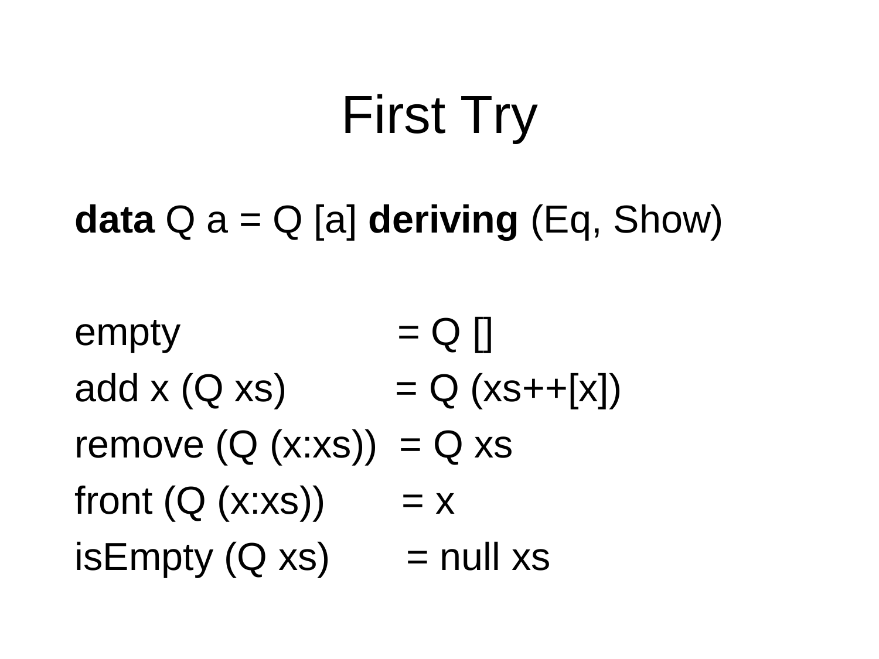# First Try

```
data Q a = Q [a] deriving (Eq, Show)

empty                 = Q []
add x (Q xs)          = Q (xs++[x])
remove (Q (x:xs))     = Q xs
front (Q (x:xs))      = x
isEmpty (Q xs)        = null xs
```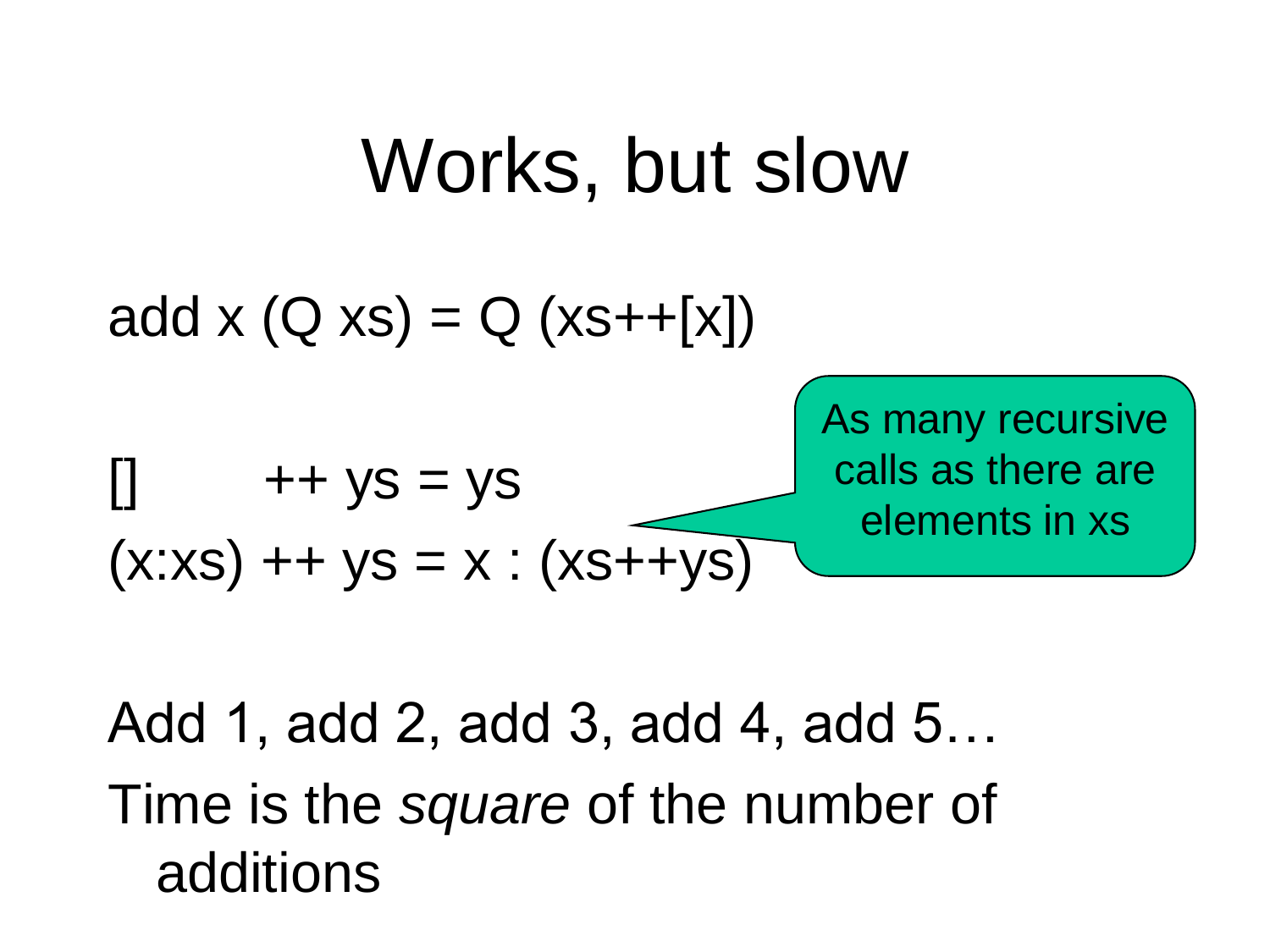# Works, but slow

```
add x (Q xs) = Q (xs++[x])
```

```
[]     ++ ys = ys
(x:xs) ++ ys = x : (xs++ys)
```

As many recursive calls as there are elements in xs

Add 1, add 2, add 3, add 4, add 5…

Time is the *square* of the number of additions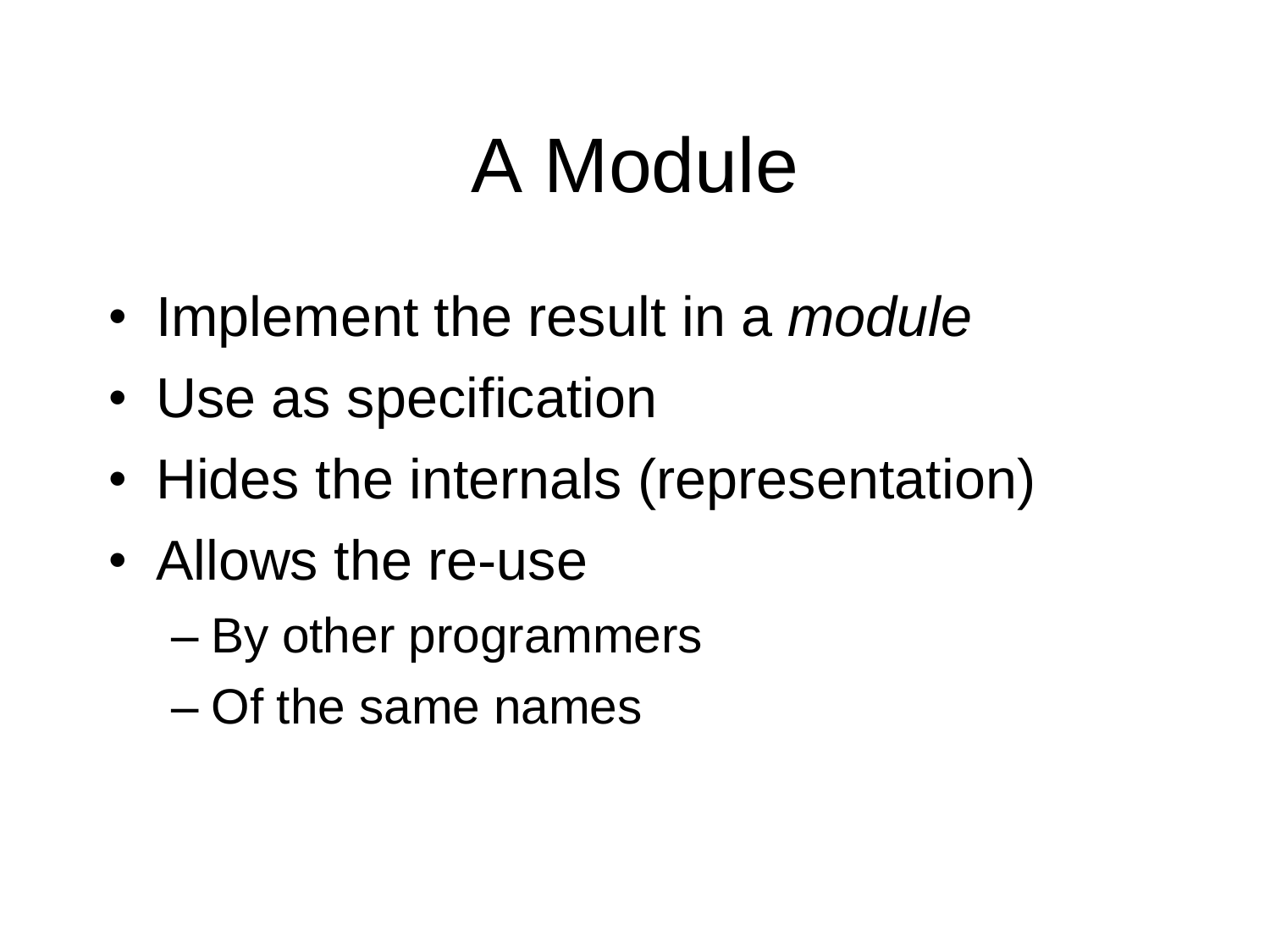# A Module

- Implement the result in a *module*
- Use as specification
- Hides the internals (representation)
- Allows the re-use
  - By other programmers
  - Of the same names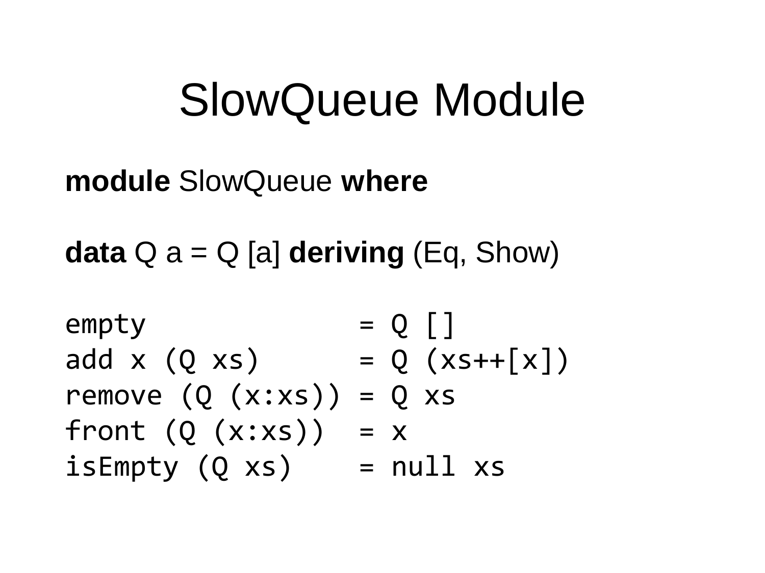# SlowQueue Module

```haskell
module SlowQueue where

data Q a = Q [a] deriving (Eq, Show)

empty              = Q []
add x (Q xs)       = Q (xs++[x])
remove (Q (x:xs))  = Q xs
front (Q (x:xs))   = x
isEmpty (Q xs)     = null xs
```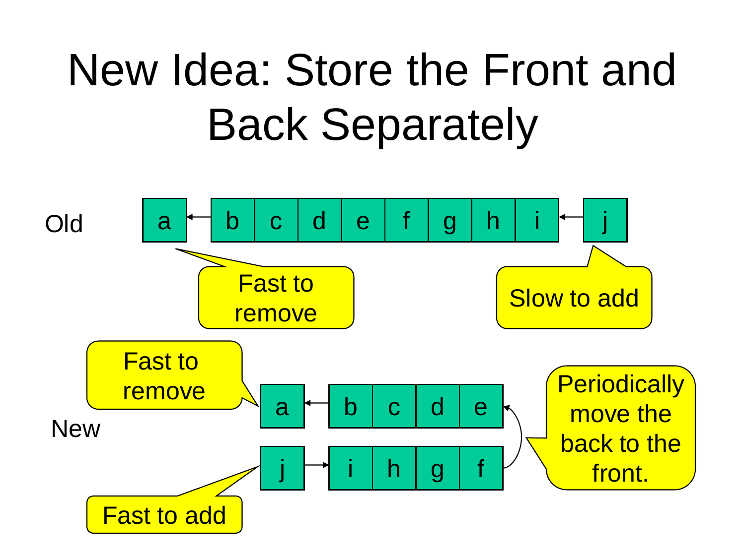# New Idea: Store the Front and Back Separately

Old

| a | ← | b | c | d | e | f | g | h | i | ← | j |
|---|---|---|---|---|---|---|---|---|---|---|---|

- Fast to remove (a)
- Slow to add (j)

New

| a | ← | b | c | d | e |
|---|---|---|---|---|---|
| j | → | i | h | g | f |

- Fast to remove (a)
- Fast to add (j)
- Periodically move the back to the front.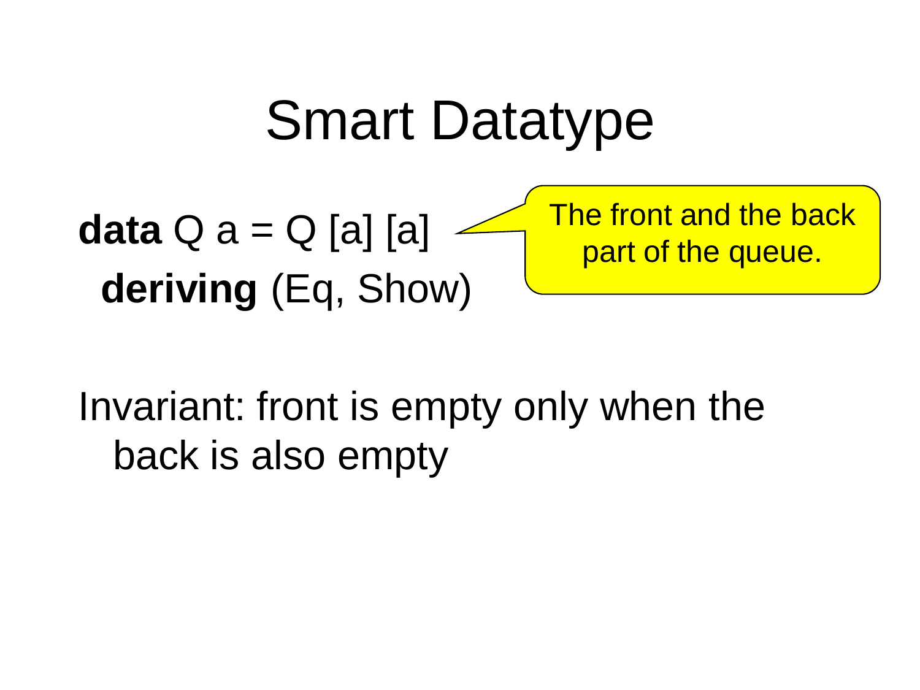# Smart Datatype

```
data Q a = Q [a] [a]
  deriving (Eq, Show)
```

The front and the back part of the queue.

Invariant: front is empty only when the back is also empty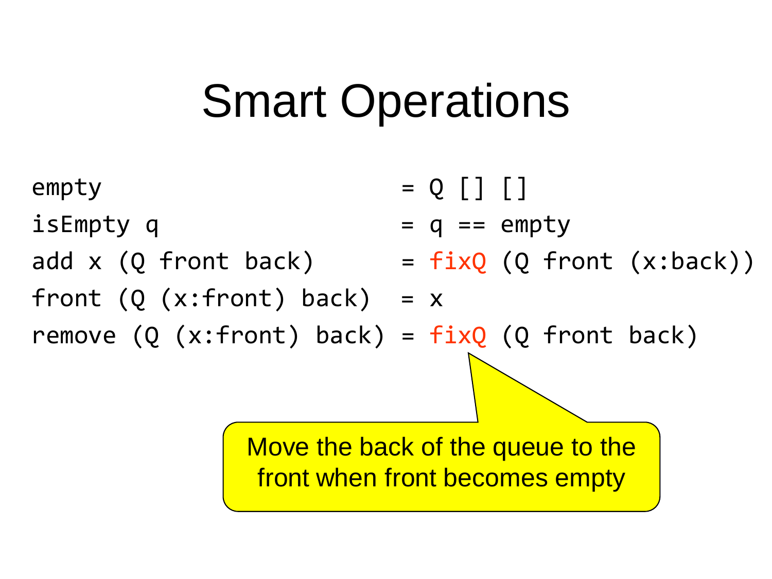# Smart Operations

```
empty                          = Q [] []
isEmpty q                      = q == empty
add x (Q front back)           = fixQ (Q front (x:back))
front (Q (x:front) back)       = x
remove (Q (x:front) back)      = fixQ (Q front back)
```

Move the back of the queue to the front when front becomes empty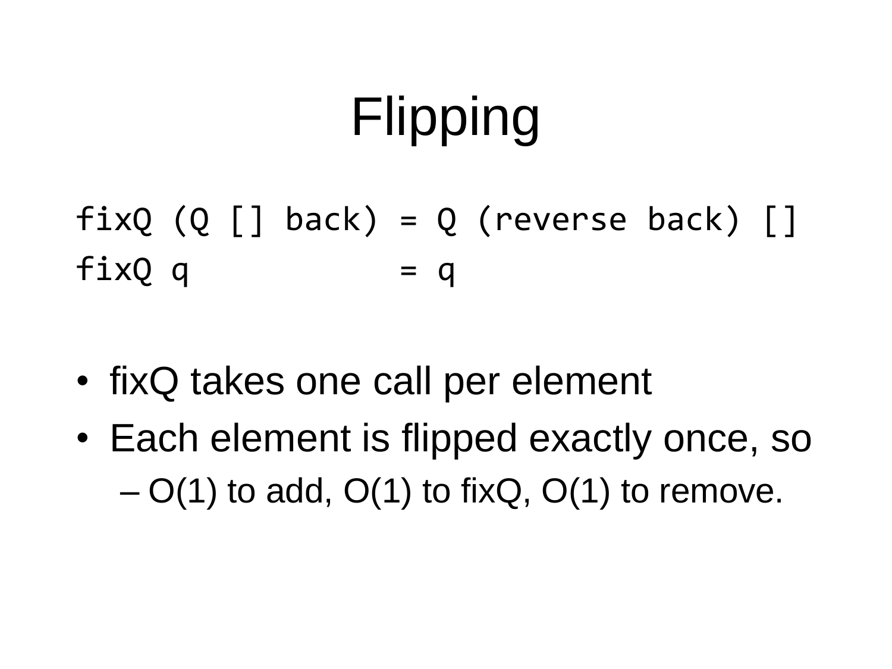# Flipping

```
fixQ (Q [] back) = Q (reverse back) []
fixQ q           = q
```

- fixQ takes one call per element
- Each element is flipped exactly once, so
  - O(1) to add, O(1) to fixQ, O(1) to remove.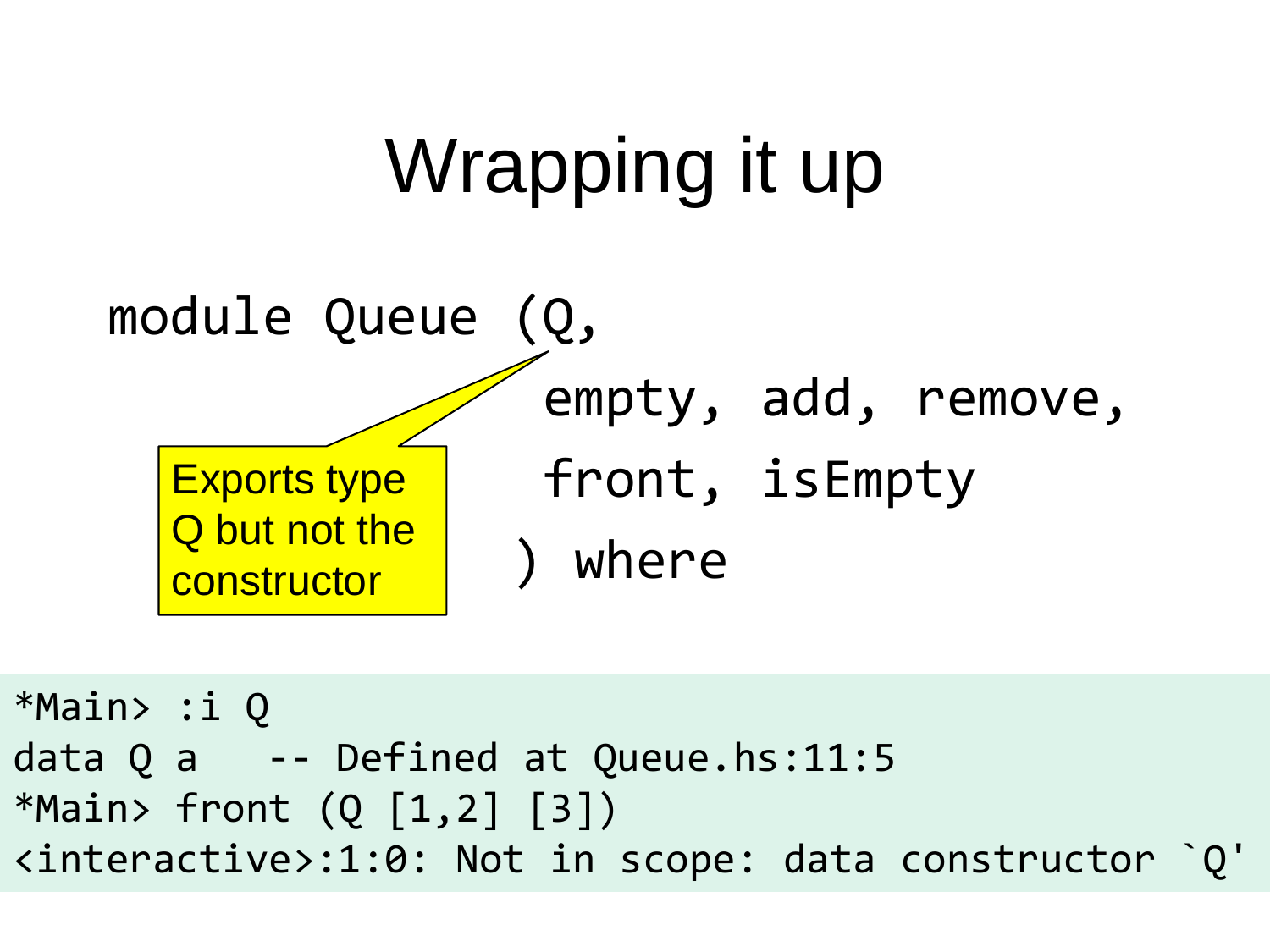# Wrapping it up

```haskell
module Queue (Q,
              empty, add, remove,
              front, isEmpty
             ) where
```

Exports type Q but not the constructor

```
*Main> :i Q
data Q a    -- Defined at Queue.hs:11:5
*Main> front (Q [1,2] [3])
<interactive>:1:0: Not in scope: data constructor `Q'
```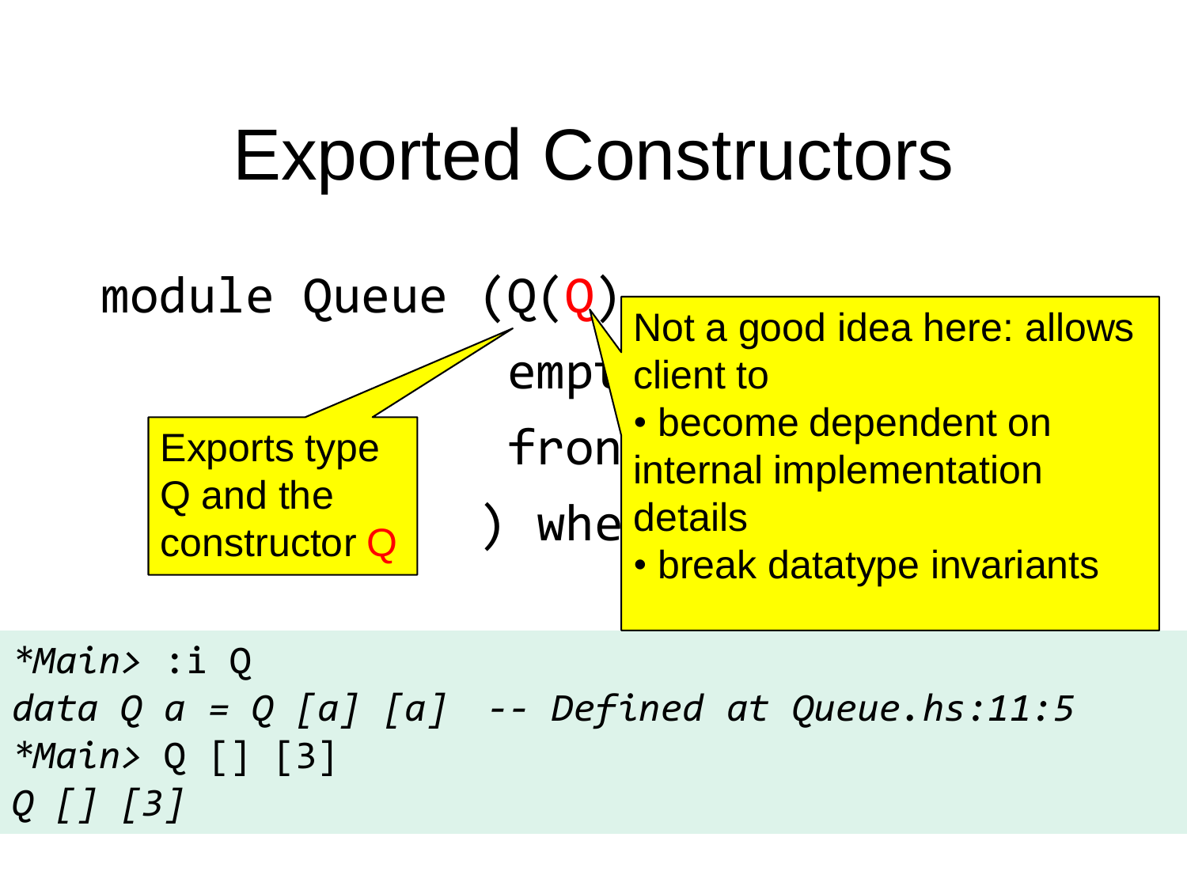# Exported Constructors

```
module Queue (Q(Q),
              empt
              fron
             ) whe
```

Exports type Q and the constructor Q

Not a good idea here: allows client to

- become dependent on internal implementation details
- break datatype invariants

```
*Main> :i Q
data Q a = Q [a] [a]  -- Defined at Queue.hs:11:5
*Main> Q [] [3]
Q [] [3]
```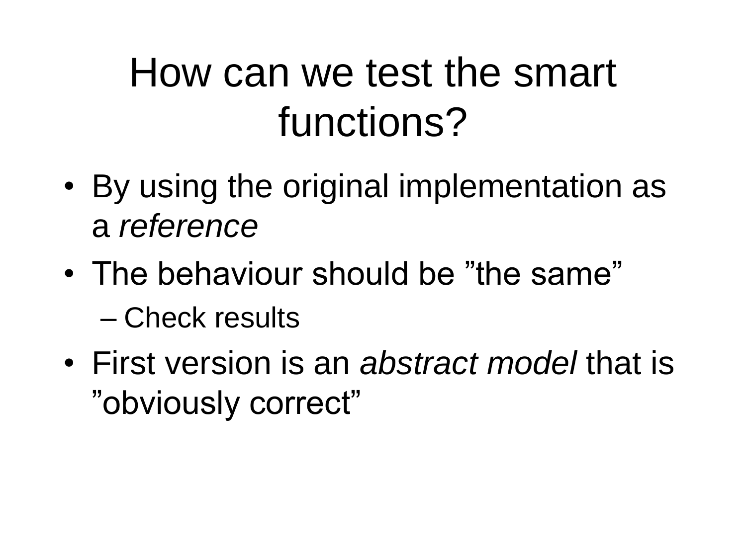# How can we test the smart functions?

- By using the original implementation as a *reference*
- The behaviour should be ”the same”
  - Check results
- First version is an *abstract model* that is ”obviously correct”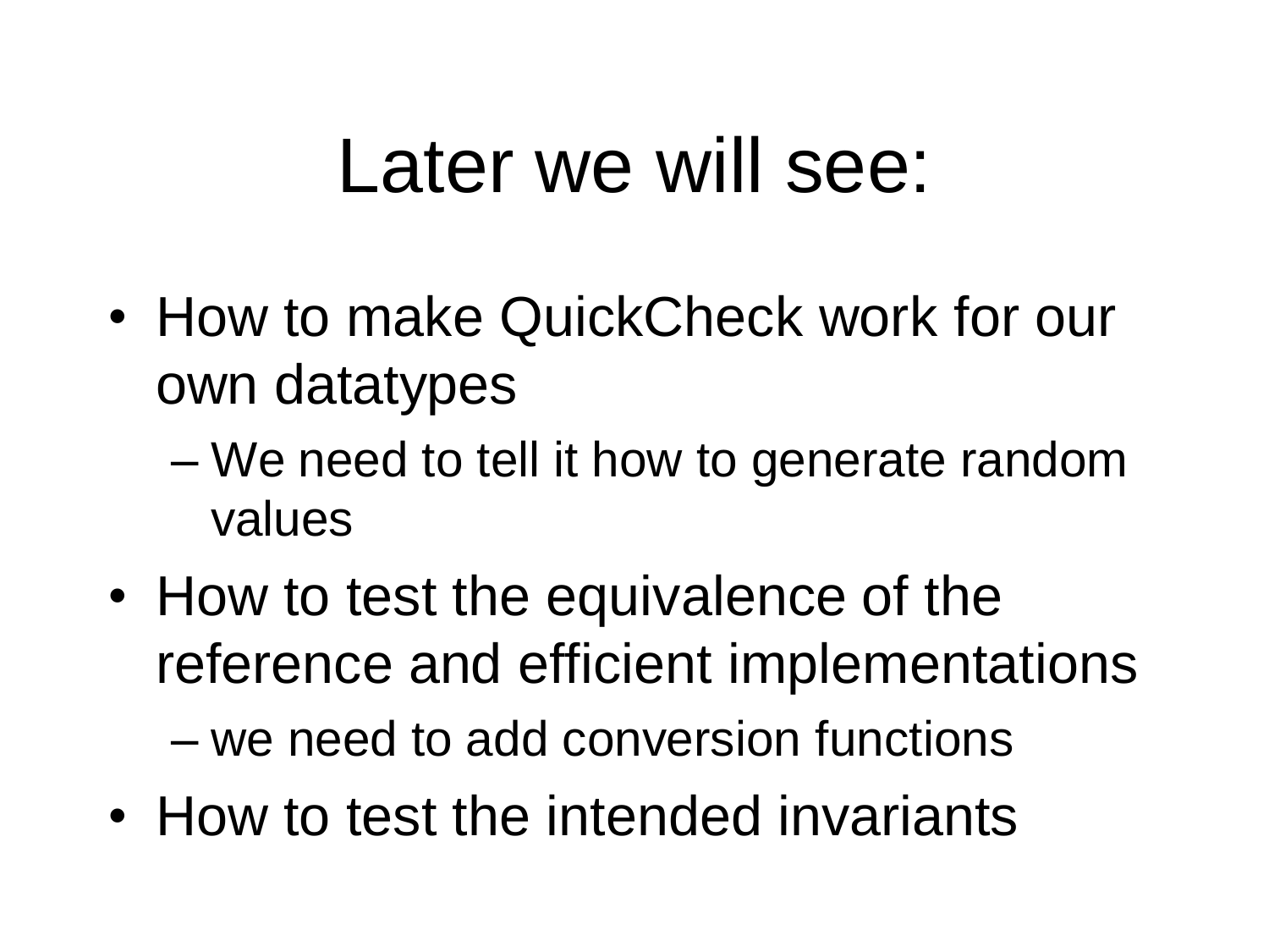# Later we will see:

- How to make QuickCheck work for our own datatypes
  - We need to tell it how to generate random values
- How to test the equivalence of the reference and efficient implementations
  - we need to add conversion functions
- How to test the intended invariants